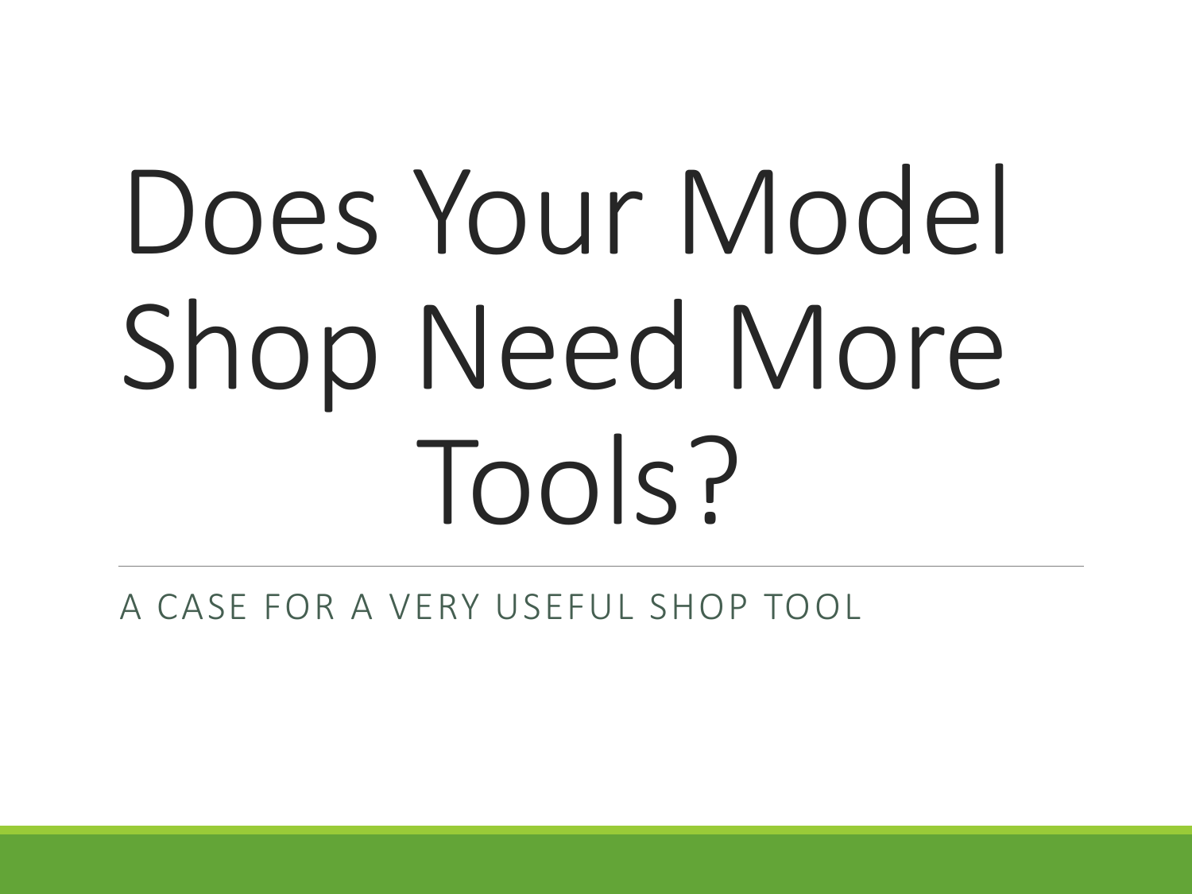# Does Your Model Shop Need More Tools?

A CASE FOR A VERY USEFUL SHOP TOOL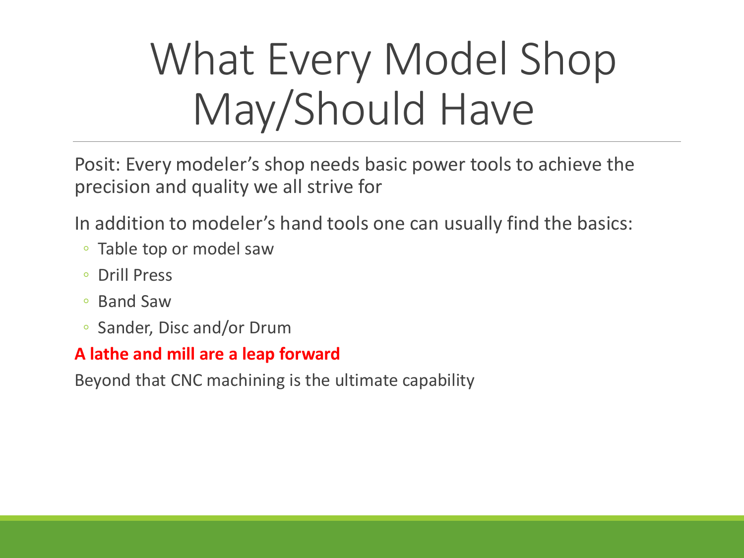# What Every Model Shop May/Should Have

Posit: Every modeler's shop needs basic power tools to achieve the precision and quality we all strive for

In addition to modeler's hand tools one can usually find the basics:

- Table top or model saw
- Drill Press
- Band Saw
- Sander, Disc and/or Drum

**A lathe and mill are a leap forward**

Beyond that CNC machining is the ultimate capability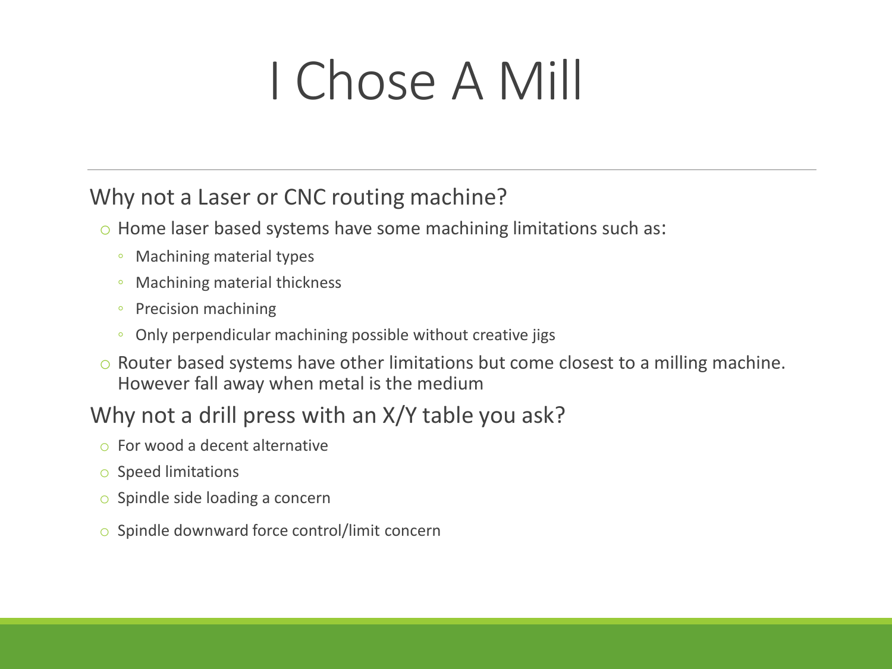# I Chose A Mill

## Why not a Laser or CNC routing machine?

- Home laser based systems have some machining limitations such as:
  - Machining material types
  - Machining material thickness
  - Precision machining
  - Only perpendicular machining possible without creative jigs
- Router based systems have other limitations but come closest to a milling machine. However fall away when metal is the medium

## Why not a drill press with an X/Y table you ask?

- For wood a decent alternative
- Speed limitations
- Spindle side loading a concern
- Spindle downward force control/limit concern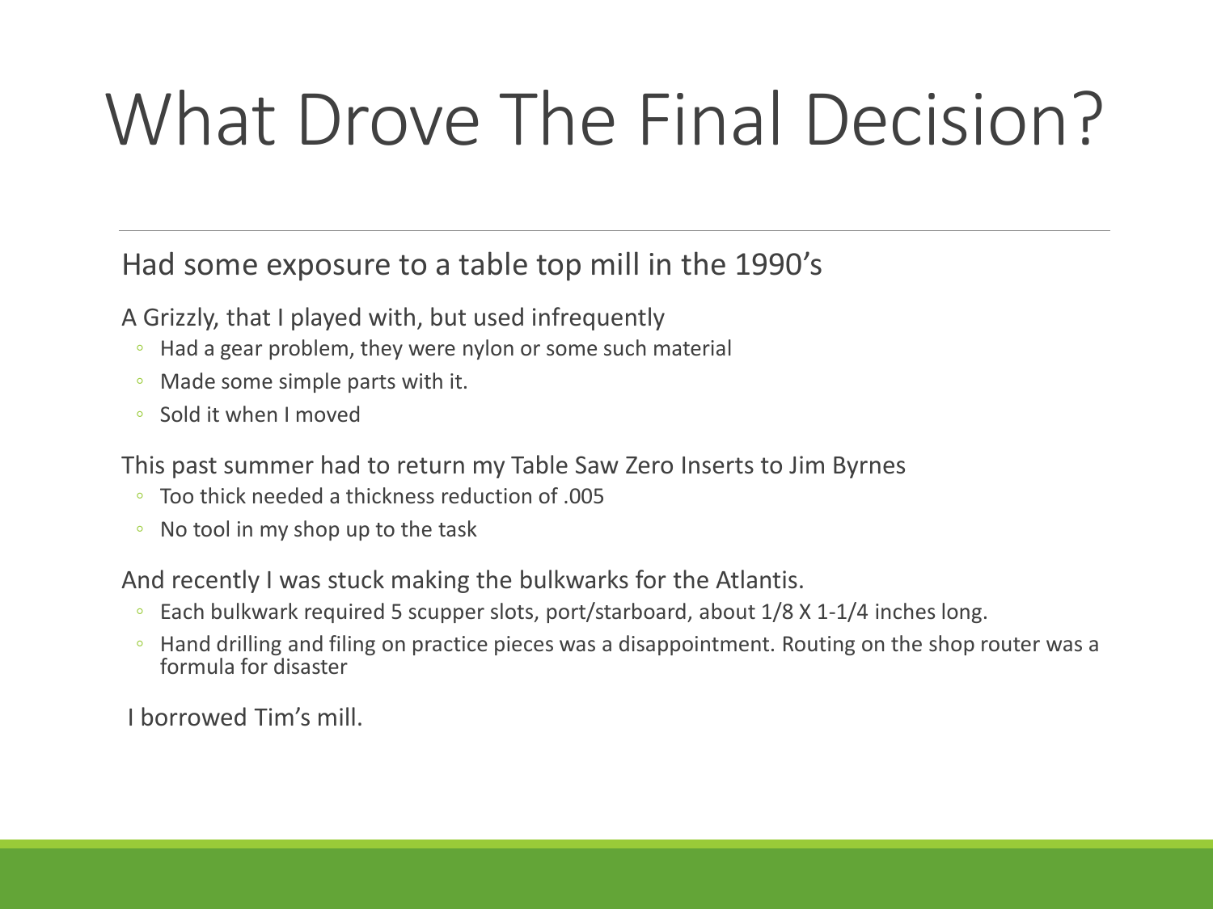# What Drove The Final Decision?

Had some exposure to a table top mill in the 1990's

A Grizzly, that I played with, but used infrequently

- Had a gear problem, they were nylon or some such material
- Made some simple parts with it.
- Sold it when I moved

This past summer had to return my Table Saw Zero Inserts to Jim Byrnes

- Too thick needed a thickness reduction of .005
- No tool in my shop up to the task

And recently I was stuck making the bulkwarks for the Atlantis.

- Each bulkwark required 5 scupper slots, port/starboard, about 1/8 X 1-1/4 inches long.
- Hand drilling and filing on practice pieces was a disappointment. Routing on the shop router was a formula for disaster

I borrowed Tim's mill.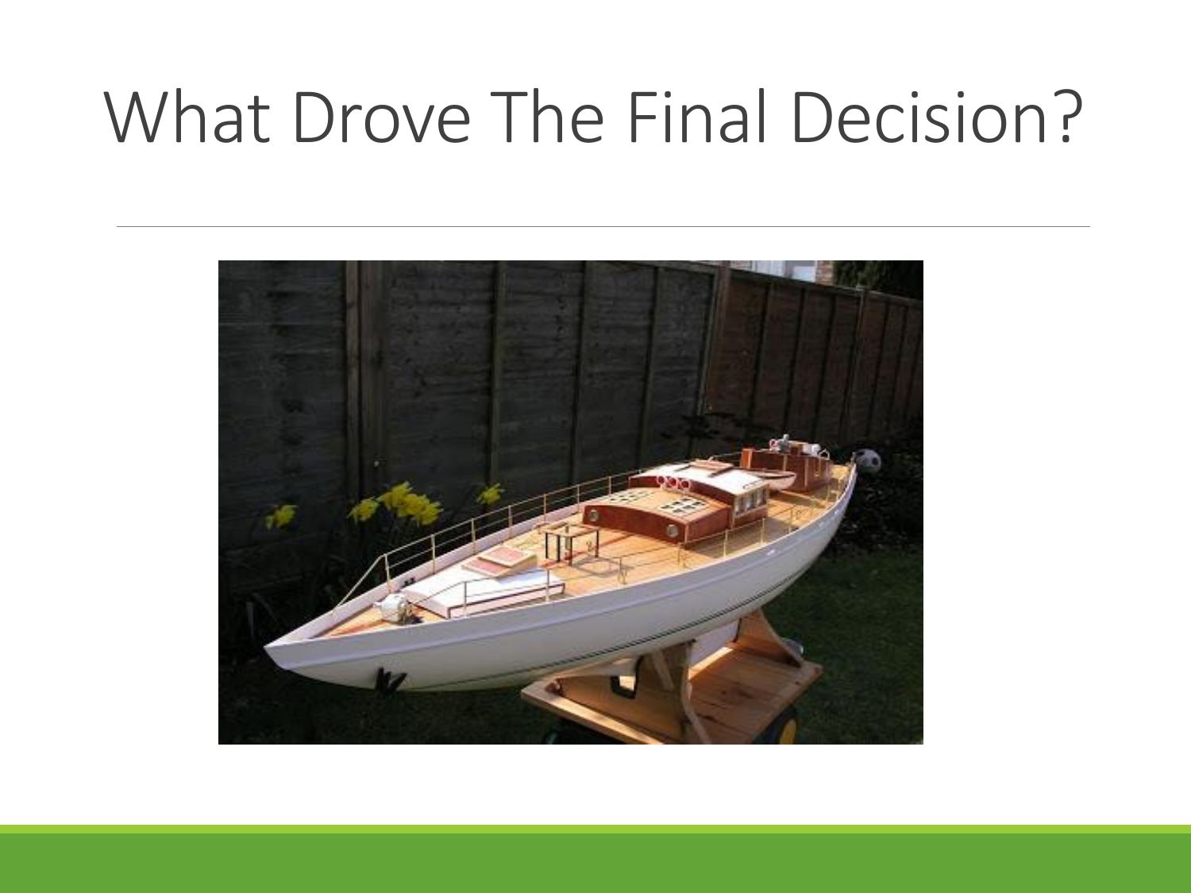# What Drove The Final Decision?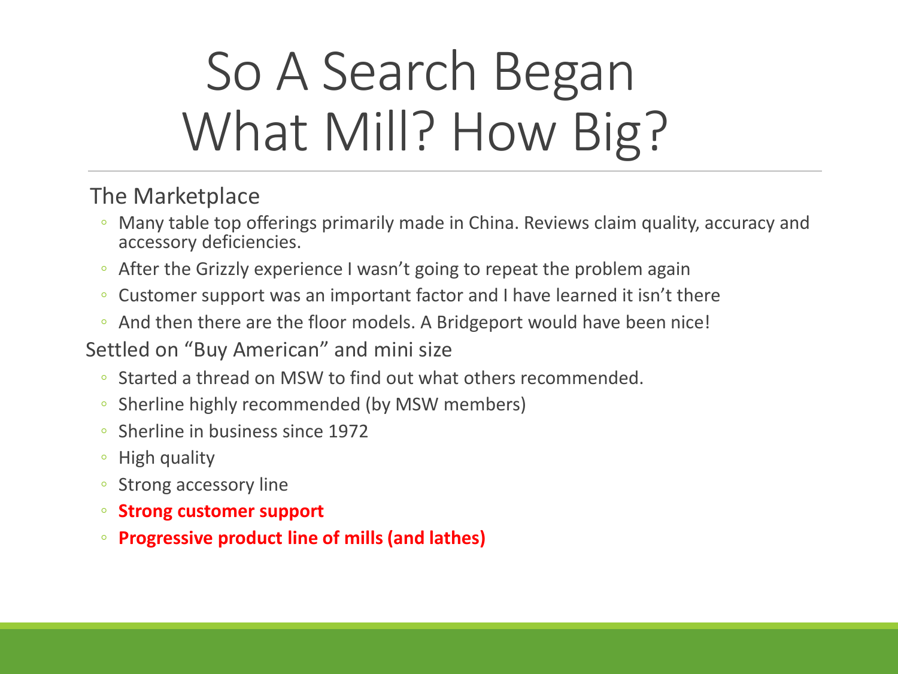# So A Search Began What Mill? How Big?

The Marketplace

- Many table top offerings primarily made in China. Reviews claim quality, accuracy and accessory deficiencies.
- After the Grizzly experience I wasn't going to repeat the problem again
- Customer support was an important factor and I have learned it isn't there
- And then there are the floor models. A Bridgeport would have been nice!

Settled on "Buy American" and mini size

- Started a thread on MSW to find out what others recommended.
- Sherline highly recommended (by MSW members)
- Sherline in business since 1972
- High quality
- Strong accessory line
- **Strong customer support**
- **Progressive product line of mills (and lathes)**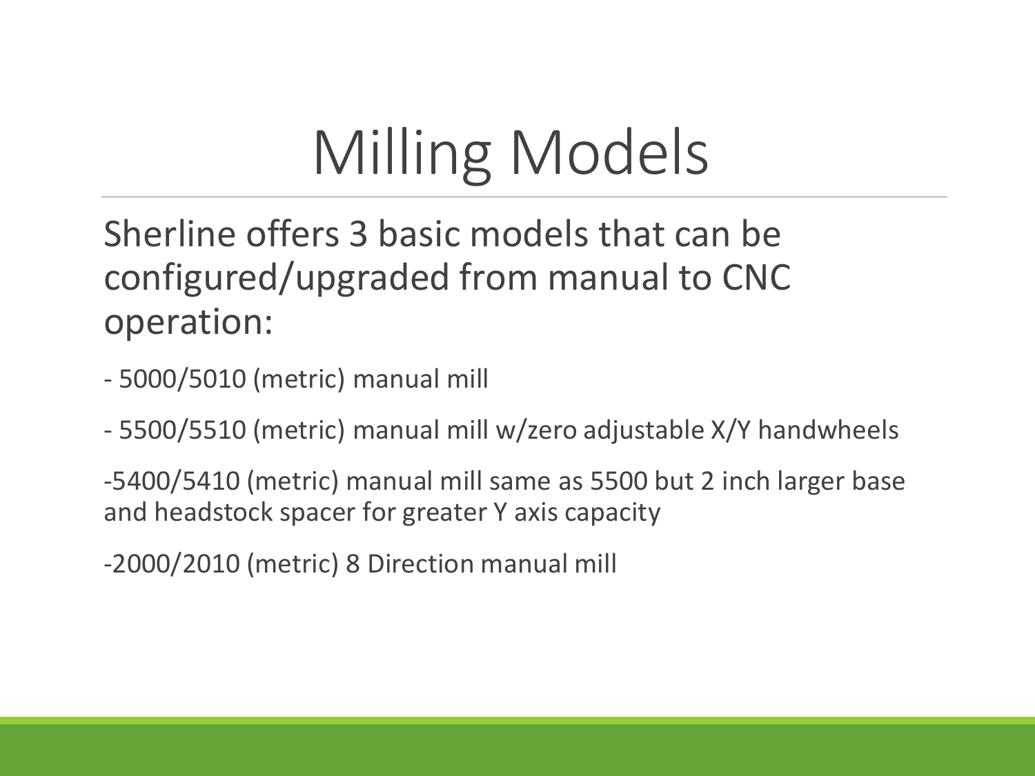# Milling Models

Sherline offers 3 basic models that can be configured/upgraded from manual to CNC operation:

- 5000/5010 (metric) manual mill

- 5500/5510 (metric) manual mill w/zero adjustable X/Y handwheels

-5400/5410 (metric) manual mill same as 5500 but 2 inch larger base and headstock spacer for greater Y axis capacity

-2000/2010 (metric) 8 Direction manual mill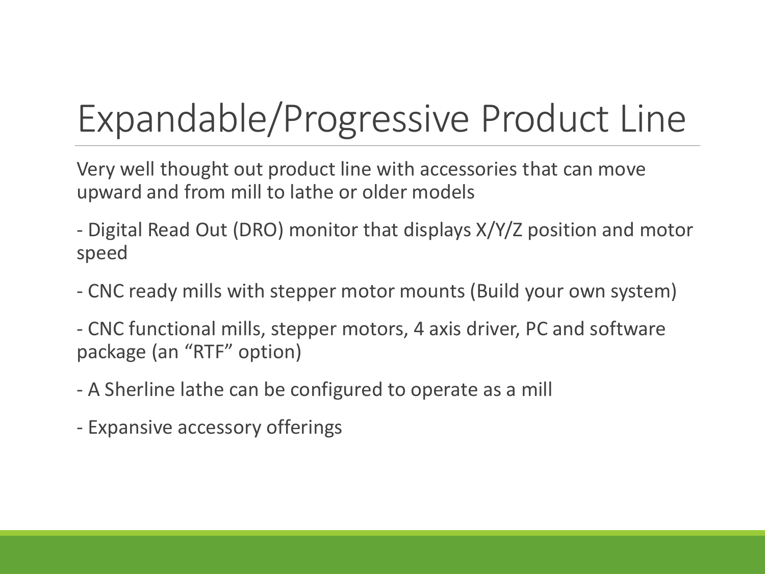# Expandable/Progressive Product Line

Very well thought out product line with accessories that can move upward and from mill to lathe or older models

- Digital Read Out (DRO) monitor that displays X/Y/Z position and motor speed
- CNC ready mills with stepper motor mounts (Build your own system)
- CNC functional mills, stepper motors, 4 axis driver, PC and software package (an "RTF" option)
- A Sherline lathe can be configured to operate as a mill
- Expansive accessory offerings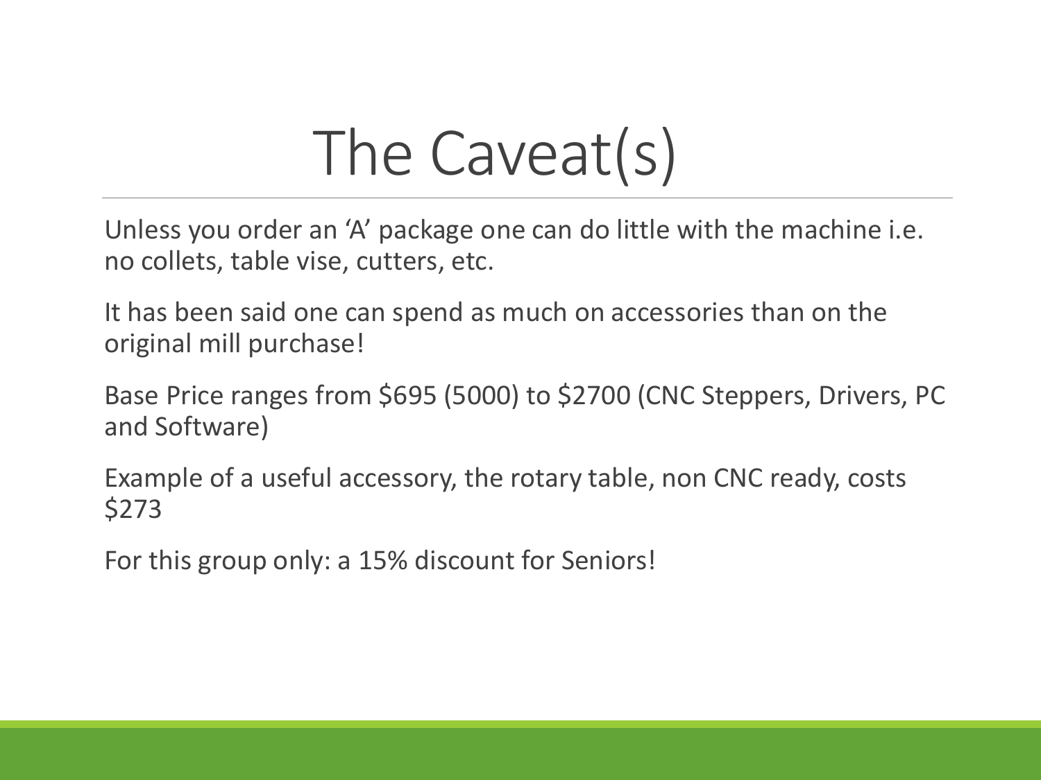# The Caveat(s)

Unless you order an 'A' package one can do little with the machine i.e. no collets, table vise, cutters, etc.

It has been said one can spend as much on accessories than on the original mill purchase!

Base Price ranges from $695 (5000) to $2700 (CNC Steppers, Drivers, PC and Software)

Example of a useful accessory, the rotary table, non CNC ready, costs $273

For this group only: a 15% discount for Seniors!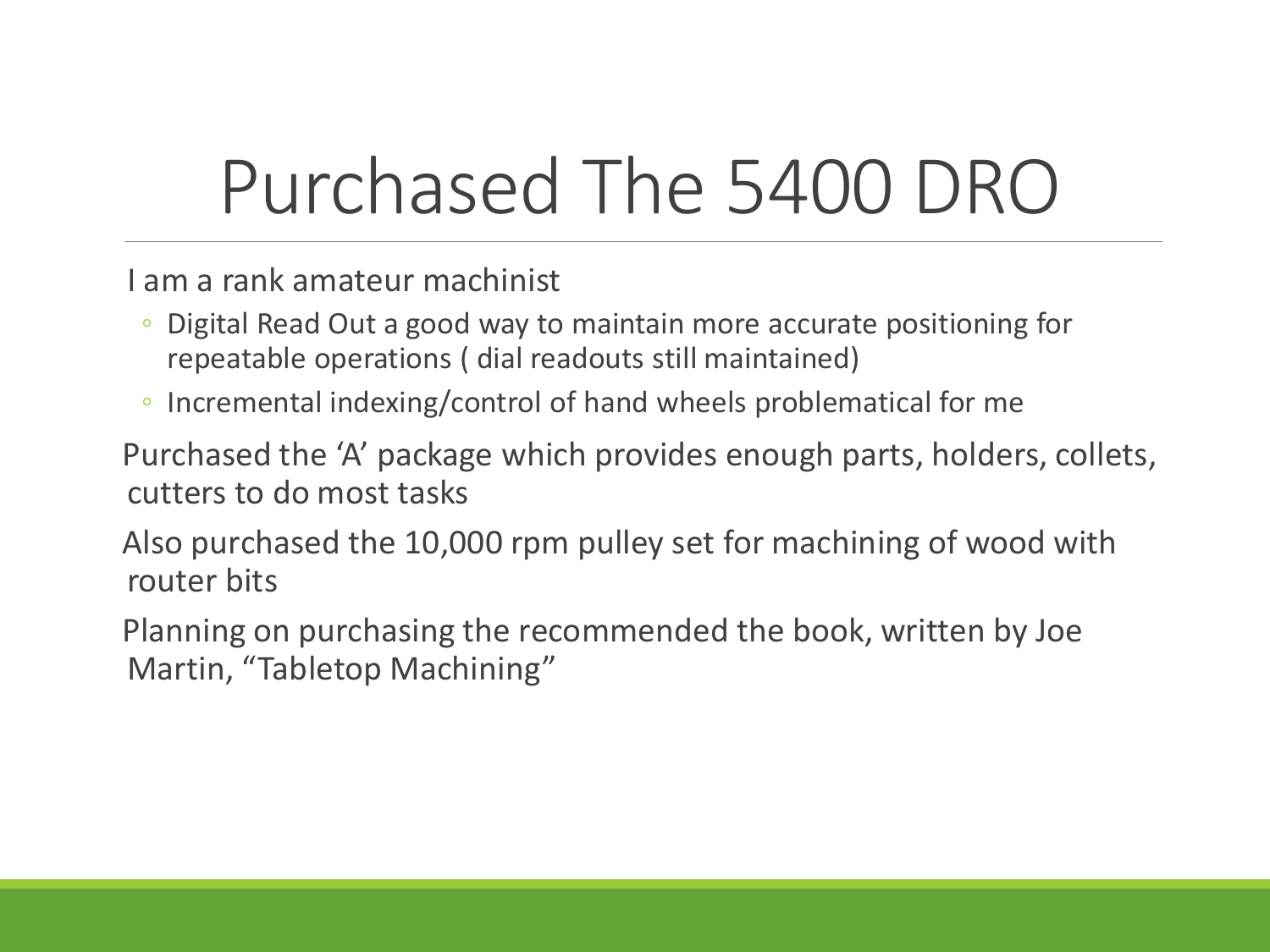# Purchased The 5400 DRO

I am a rank amateur machinist

- Digital Read Out a good way to maintain more accurate positioning for repeatable operations ( dial readouts still maintained)
- Incremental indexing/control of hand wheels problematical for me

Purchased the 'A' package which provides enough parts, holders, collets, cutters to do most tasks

Also purchased the 10,000 rpm pulley set for machining of wood with router bits

Planning on purchasing the recommended the book, written by Joe Martin, "Tabletop Machining"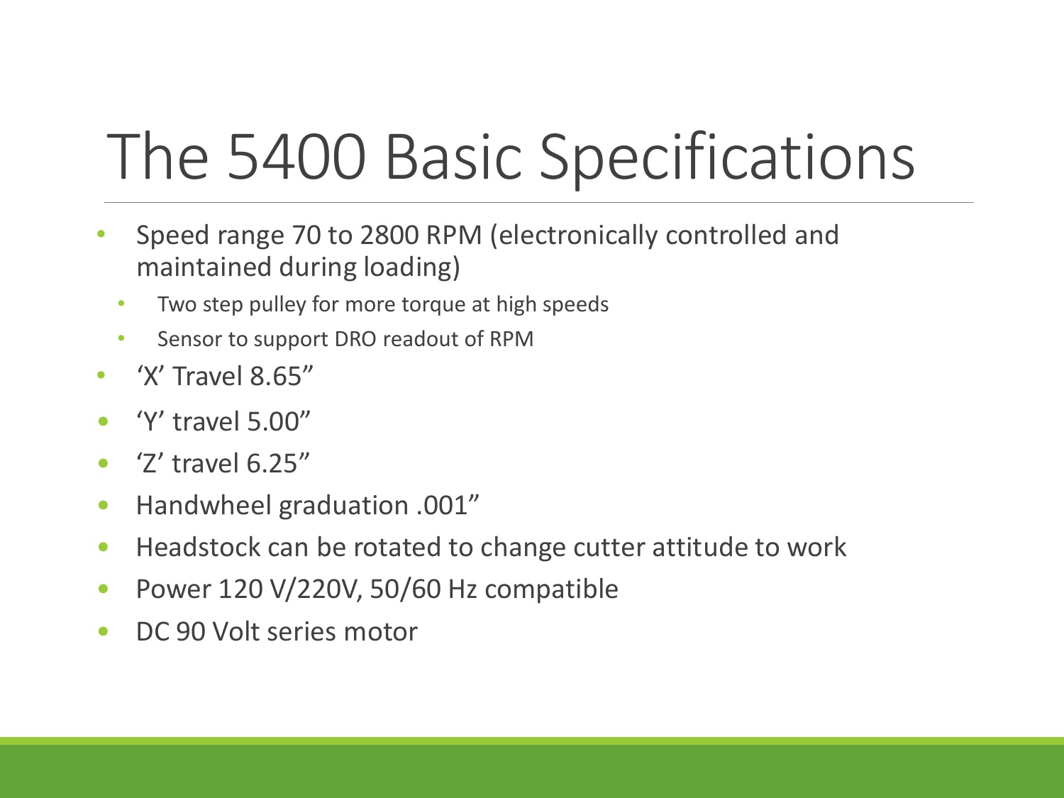# The 5400 Basic Specifications

- Speed range 70 to 2800 RPM (electronically controlled and maintained during loading)
  - Two step pulley for more torque at high speeds
  - Sensor to support DRO readout of RPM
- 'X' Travel 8.65"
- 'Y' travel 5.00"
- 'Z' travel 6.25"
- Handwheel graduation .001"
- Headstock can be rotated to change cutter attitude to work
- Power 120 V/220V, 50/60 Hz compatible
- DC 90 Volt series motor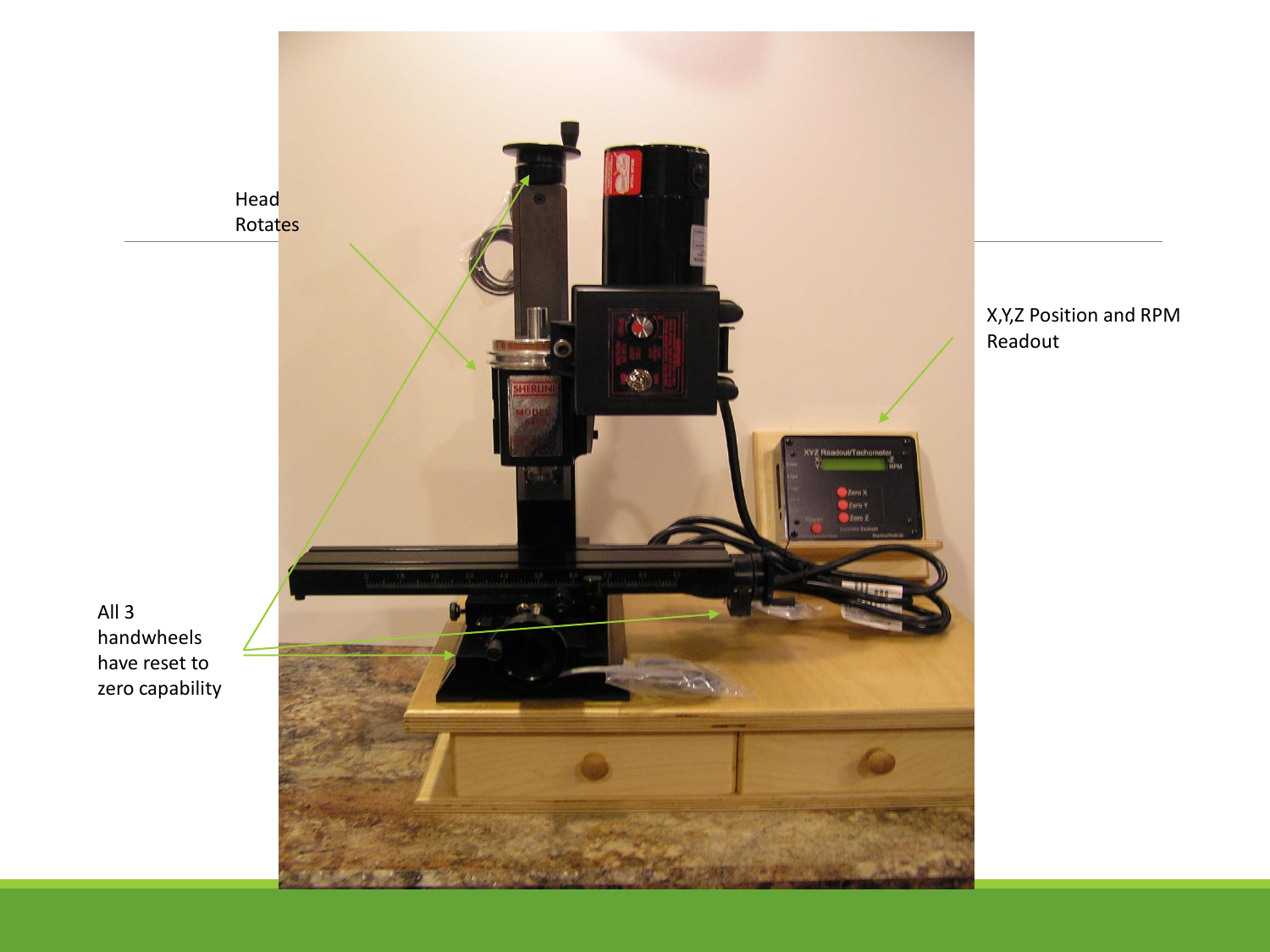Head Rotates

X,Y,Z Position and RPM Readout

All 3 handwheels have reset to zero capability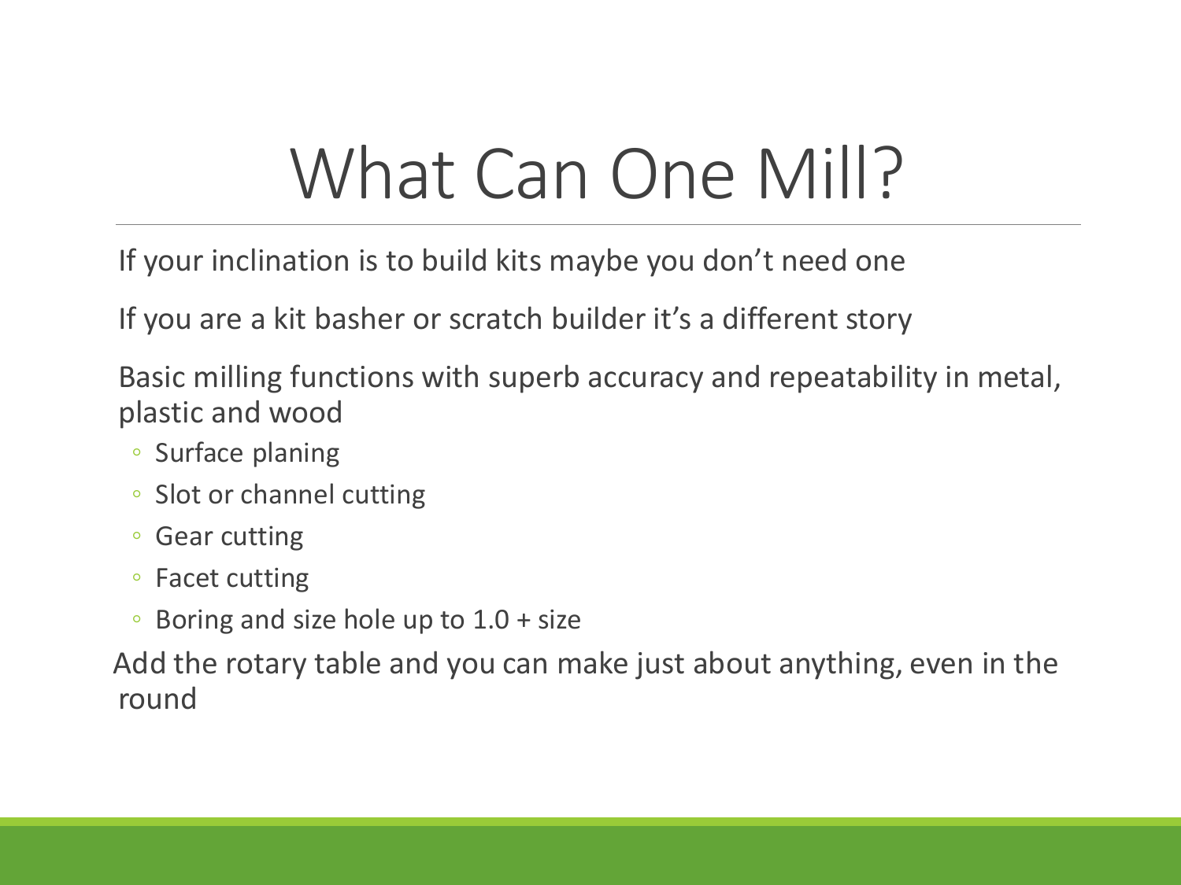# What Can One Mill?

If your inclination is to build kits maybe you don't need one

If you are a kit basher or scratch builder it's a different story

Basic milling functions with superb accuracy and repeatability in metal, plastic and wood

- Surface planing
- Slot or channel cutting
- Gear cutting
- Facet cutting
- Boring and size hole up to 1.0 + size

Add the rotary table and you can make just about anything, even in the round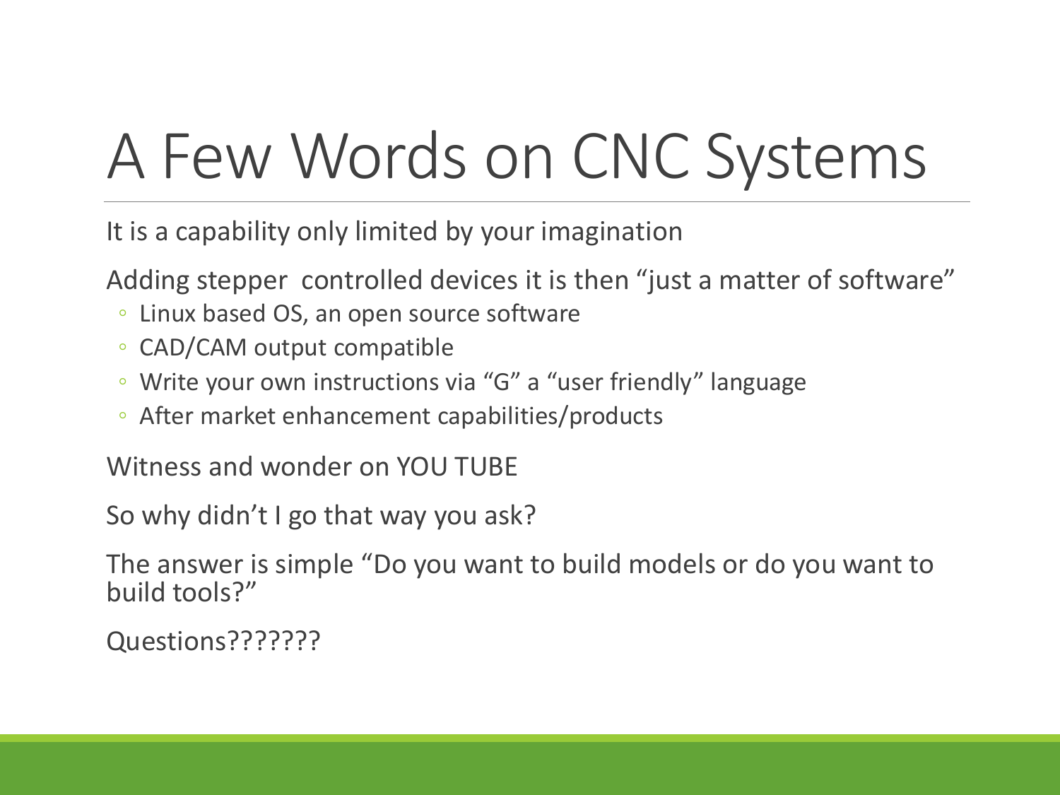# A Few Words on CNC Systems

It is a capability only limited by your imagination

Adding stepper controlled devices it is then "just a matter of software"

- Linux based OS, an open source software
- CAD/CAM output compatible
- Write your own instructions via "G" a "user friendly" language
- After market enhancement capabilities/products

Witness and wonder on YOU TUBE

So why didn't I go that way you ask?

The answer is simple "Do you want to build models or do you want to build tools?"

Questions???????